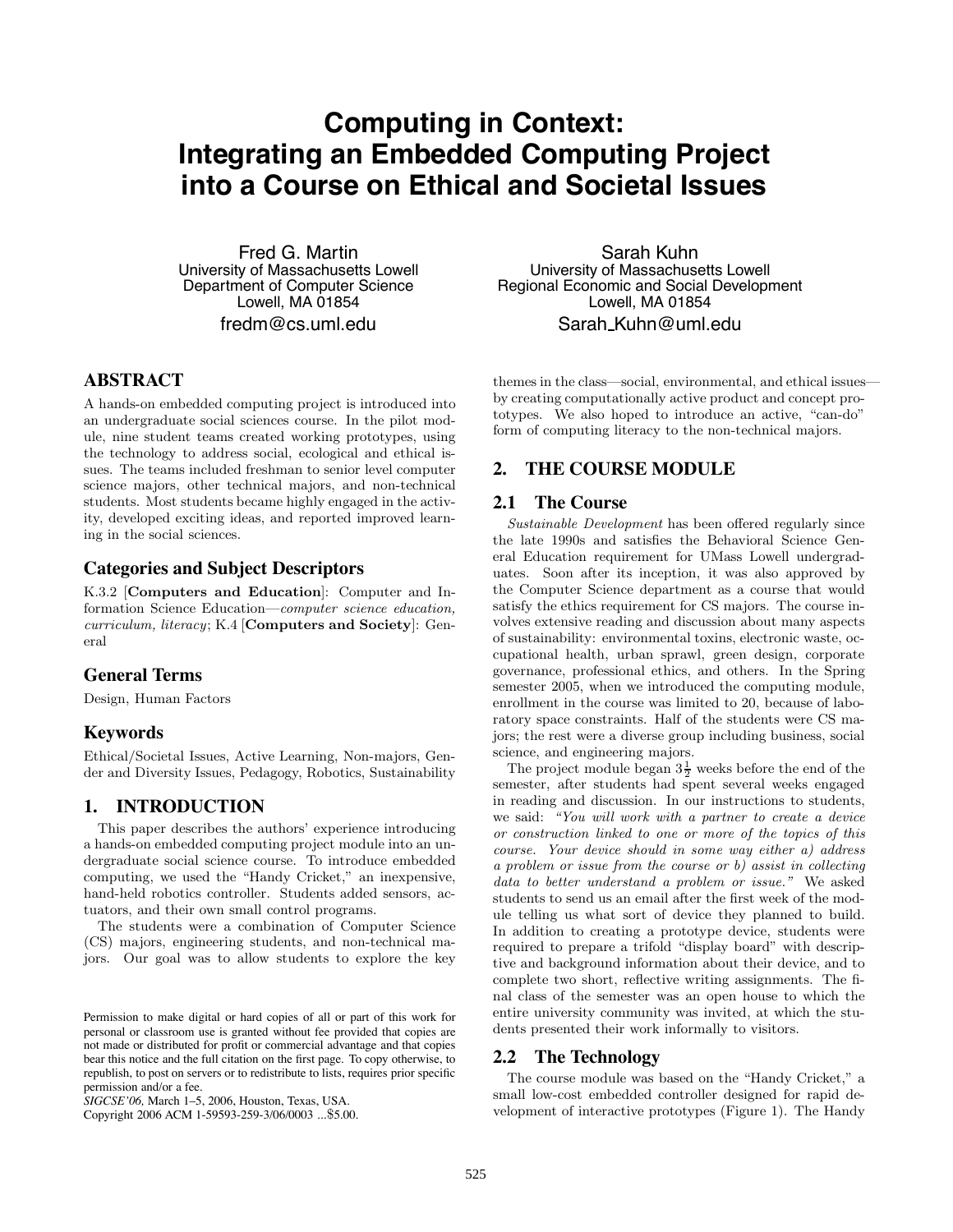# Computing in Context: Integrating an Embedded Computing Project into a Course on Ethical and Societal Issues

Fred G. Martin
University of Massachusetts Lowell
Department of Computer Science
Lowell, MA 01854
fredm@cs.uml.edu

Sarah Kuhn
University of Massachusetts Lowell
Regional Economic and Social Development
Lowell, MA 01854
Sarah_Kuhn@uml.edu

## ABSTRACT

A hands-on embedded computing project is introduced into an undergraduate social sciences course. In the pilot module, nine student teams created working prototypes, using the technology to address social, ecological and ethical issues. The teams included freshman to senior level computer science majors, other technical majors, and non-technical students. Most students became highly engaged in the activity, developed exciting ideas, and reported improved learning in the social sciences.

### Categories and Subject Descriptors

K.3.2 [**Computers and Education**]: Computer and Information Science Education—*computer science education, curriculum, literacy*; K.4 [**Computers and Society**]: General

### General Terms

Design, Human Factors

### Keywords

Ethical/Societal Issues, Active Learning, Non-majors, Gender and Diversity Issues, Pedagogy, Robotics, Sustainability

## 1. INTRODUCTION

This paper describes the authors' experience introducing a hands-on embedded computing project module into an undergraduate social science course. To introduce embedded computing, we used the "Handy Cricket," an inexpensive, hand-held robotics controller. Students added sensors, actuators, and their own small control programs.

The students were a combination of Computer Science (CS) majors, engineering students, and non-technical majors. Our goal was to allow students to explore the key themes in the class—social, environmental, and ethical issues—by creating computationally active product and concept prototypes. We also hoped to introduce an active, "can-do" form of computing literacy to the non-technical majors.

Permission to make digital or hard copies of all or part of this work for personal or classroom use is granted without fee provided that copies are not made or distributed for profit or commercial advantage and that copies bear this notice and the full citation on the first page. To copy otherwise, to republish, to post on servers or to redistribute to lists, requires prior specific permission and/or a fee.
*SIGCSE'06,* March 1–5, 2006, Houston, Texas, USA.
Copyright 2006 ACM 1-59593-259-3/06/0003 ...$5.00.

## 2. THE COURSE MODULE

### 2.1 The Course

*Sustainable Development* has been offered regularly since the late 1990s and satisfies the Behavioral Science General Education requirement for UMass Lowell undergraduates. Soon after its inception, it was also approved by the Computer Science department as a course that would satisfy the ethics requirement for CS majors. The course involves extensive reading and discussion about many aspects of sustainability: environmental toxins, electronic waste, occupational health, urban sprawl, green design, corporate governance, professional ethics, and others. In the Spring semester 2005, when we introduced the computing module, enrollment in the course was limited to 20, because of laboratory space constraints. Half of the students were CS majors; the rest were a diverse group including business, social science, and engineering majors.

The project module began $3\frac{1}{2}$ weeks before the end of the semester, after students had spent several weeks engaged in reading and discussion. In our instructions to students, we said: *"You will work with a partner to create a device or construction linked to one or more of the topics of this course. Your device should in some way either a) address a problem or issue from the course or b) assist in collecting data to better understand a problem or issue."* We asked students to send us an email after the first week of the module telling us what sort of device they planned to build. In addition to creating a prototype device, students were required to prepare a trifold "display board" with descriptive and background information about their device, and to complete two short, reflective writing assignments. The final class of the semester was an open house to which the entire university community was invited, at which the students presented their work informally to visitors.

### 2.2 The Technology

The course module was based on the "Handy Cricket," a small low-cost embedded controller designed for rapid development of interactive prototypes (Figure 1). The Handy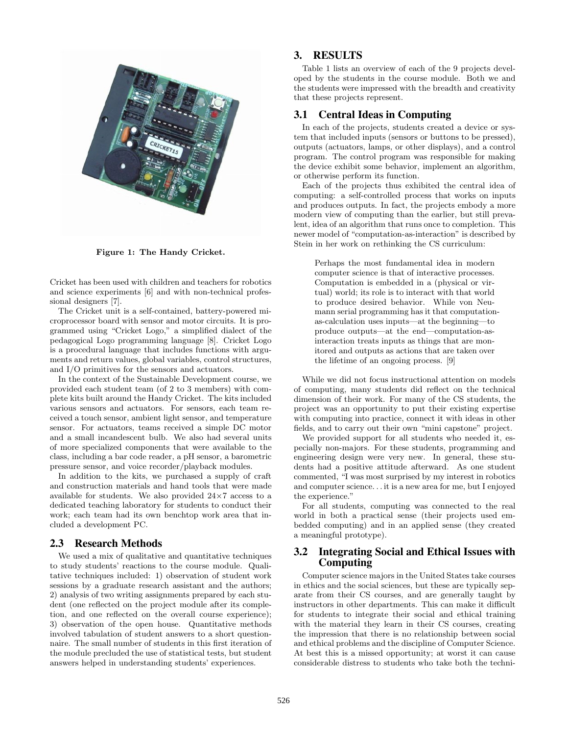Figure 1: The Handy Cricket.

Cricket has been used with children and teachers for robotics and science experiments [6] and with non-technical professional designers [7].

The Cricket unit is a self-contained, battery-powered microprocessor board with sensor and motor circuits. It is programmed using "Cricket Logo," a simplified dialect of the pedagogical Logo programming language [8]. Cricket Logo is a procedural language that includes functions with arguments and return values, global variables, control structures, and I/O primitives for the sensors and actuators.

In the context of the Sustainable Development course, we provided each student team (of 2 to 3 members) with complete kits built around the Handy Cricket. The kits included various sensors and actuators. For sensors, each team received a touch sensor, ambient light sensor, and temperature sensor. For actuators, teams received a simple DC motor and a small incandescent bulb. We also had several units of more specialized components that were available to the class, including a bar code reader, a pH sensor, a barometric pressure sensor, and voice recorder/playback modules.

In addition to the kits, we purchased a supply of craft and construction materials and hand tools that were made available for students. We also provided 24×7 access to a dedicated teaching laboratory for students to conduct their work; each team had its own benchtop work area that included a development PC.

## 2.3 Research Methods

We used a mix of qualitative and quantitative techniques to study students' reactions to the course module. Qualitative techniques included: 1) observation of student work sessions by a graduate research assistant and the authors; 2) analysis of two writing assignments prepared by each student (one reflected on the project module after its completion, and one reflected on the overall course experience); 3) observation of the open house. Quantitative methods involved tabulation of student answers to a short questionnaire. The small number of students in this first iteration of the module precluded the use of statistical tests, but student answers helped in understanding students' experiences.

# 3. RESULTS

Table 1 lists an overview of each of the 9 projects developed by the students in the course module. Both we and the students were impressed with the breadth and creativity that these projects represent.

## 3.1 Central Ideas in Computing

In each of the projects, students created a device or system that included inputs (sensors or buttons to be pressed), outputs (actuators, lamps, or other displays), and a control program. The control program was responsible for making the device exhibit some behavior, implement an algorithm, or otherwise perform its function.

Each of the projects thus exhibited the central idea of computing: a self-controlled process that works on inputs and produces outputs. In fact, the projects embody a more modern view of computing than the earlier, but still prevalent, idea of an algorithm that runs once to completion. This newer model of "computation-as-interaction" is described by Stein in her work on rethinking the CS curriculum:

> Perhaps the most fundamental idea in modern computer science is that of interactive processes. Computation is embedded in a (physical or virtual) world; its role is to interact with that world to produce desired behavior. While von Neumann serial programming has it that computation-as-calculation uses inputs—at the beginning—to produce outputs—at the end—computation-as-interaction treats inputs as things that are monitored and outputs as actions that are taken over the lifetime of an ongoing process. [9]

While we did not focus instructional attention on models of computing, many students did reflect on the technical dimension of their work. For many of the CS students, the project was an opportunity to put their existing expertise with computing into practice, connect it with ideas in other fields, and to carry out their own "mini capstone" project.

We provided support for all students who needed it, especially non-majors. For these students, programming and engineering design were very new. In general, these students had a positive attitude afterward. As one student commented, "I was most surprised by my interest in robotics and computer science. . . it is a new area for me, but I enjoyed the experience."

For all students, computing was connected to the real world in both a practical sense (their projects used embedded computing) and in an applied sense (they created a meaningful prototype).

## 3.2 Integrating Social and Ethical Issues with Computing

Computer science majors in the United States take courses in ethics and the social sciences, but these are typically separate from their CS courses, and are generally taught by instructors in other departments. This can make it difficult for students to integrate their social and ethical training with the material they learn in their CS courses, creating the impression that there is no relationship between social and ethical problems and the discipline of Computer Science. At best this is a missed opportunity; at worst it can cause considerable distress to students who take both the techni-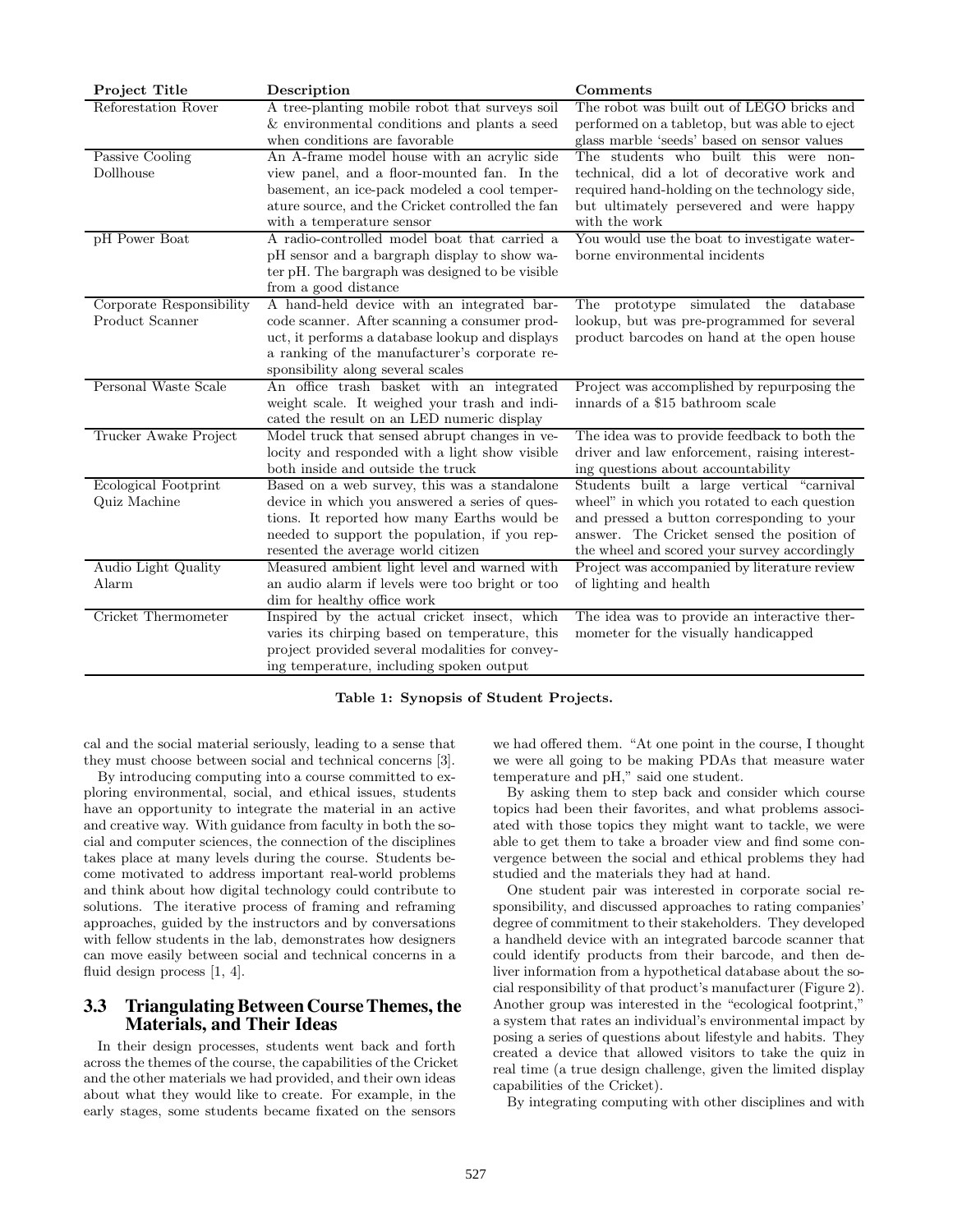| Project Title | Description | Comments |
|---|---|---|
| Reforestation Rover | A tree-planting mobile robot that surveys soil & environmental conditions and plants a seed when conditions are favorable | The robot was built out of LEGO bricks and performed on a tabletop, but was able to eject glass marble 'seeds' based on sensor values |
| Passive Cooling Dollhouse | An A-frame model house with an acrylic side view panel, and a floor-mounted fan. In the basement, an ice-pack modeled a cool temperature source, and the Cricket controlled the fan with a temperature sensor | The students who built this were non-technical, did a lot of decorative work and required hand-holding on the technology side, but ultimately persevered and were happy with the work |
| pH Power Boat | A radio-controlled model boat that carried a pH sensor and a bargraph display to show water pH. The bargraph was designed to be visible from a good distance | You would use the boat to investigate waterborne environmental incidents |
| Corporate Responsibility Product Scanner | A hand-held device with an integrated barcode scanner. After scanning a consumer product, it performs a database lookup and displays a ranking of the manufacturer's corporate responsibility along several scales | The prototype simulated the database lookup, but was pre-programmed for several product barcodes on hand at the open house |
| Personal Waste Scale | An office trash basket with an integrated weight scale. It weighed your trash and indicated the result on an LED numeric display | Project was accomplished by repurposing the innards of a $15 bathroom scale |
| Trucker Awake Project | Model truck that sensed abrupt changes in velocity and responded with a light show visible both inside and outside the truck | The idea was to provide feedback to both the driver and law enforcement, raising interesting questions about accountability |
| Ecological Footprint Quiz Machine | Based on a web survey, this was a standalone device in which you answered a series of questions. It reported how many Earths would be needed to support the population, if you represented the average world citizen | Students built a large vertical "carnival wheel" in which you rotated to each question and pressed a button corresponding to your answer. The Cricket sensed the position of the wheel and scored your survey accordingly |
| Audio Light Quality Alarm | Measured ambient light level and warned with an audio alarm if levels were too bright or too dim for healthy office work | Project was accompanied by literature review of lighting and health |
| Cricket Thermometer | Inspired by the actual cricket insect, which varies its chirping based on temperature, this project provided several modalities for conveying temperature, including spoken output | The idea was to provide an interactive thermometer for the visually handicapped |

**Table 1: Synopsis of Student Projects.**

cal and the social material seriously, leading to a sense that they must choose between social and technical concerns [3].

By introducing computing into a course committed to exploring environmental, social, and ethical issues, students have an opportunity to integrate the material in an active and creative way. With guidance from faculty in both the social and computer sciences, the connection of the disciplines takes place at many levels during the course. Students become motivated to address important real-world problems and think about how digital technology could contribute to solutions. The iterative process of framing and reframing approaches, guided by the instructors and by conversations with fellow students in the lab, demonstrates how designers can move easily between social and technical concerns in a fluid design process [1, 4].

### 3.3 Triangulating Between Course Themes, the Materials, and Their Ideas

In their design processes, students went back and forth across the themes of the course, the capabilities of the Cricket and the other materials we had provided, and their own ideas about what they would like to create. For example, in the early stages, some students became fixated on the sensors we had offered them. "At one point in the course, I thought we were all going to be making PDAs that measure water temperature and pH," said one student.

By asking them to step back and consider which course topics had been their favorites, and what problems associated with those topics they might want to tackle, we were able to get them to take a broader view and find some convergence between the social and ethical problems they had studied and the materials they had at hand.

One student pair was interested in corporate social responsibility, and discussed approaches to rating companies' degree of commitment to their stakeholders. They developed a handheld device with an integrated barcode scanner that could identify products from their barcode, and then deliver information from a hypothetical database about the social responsibility of that product's manufacturer (Figure 2). Another group was interested in the "ecological footprint," a system that rates an individual's environmental impact by posing a series of questions about lifestyle and habits. They created a device that allowed visitors to take the quiz in real time (a true design challenge, given the limited display capabilities of the Cricket).

By integrating computing with other disciplines and with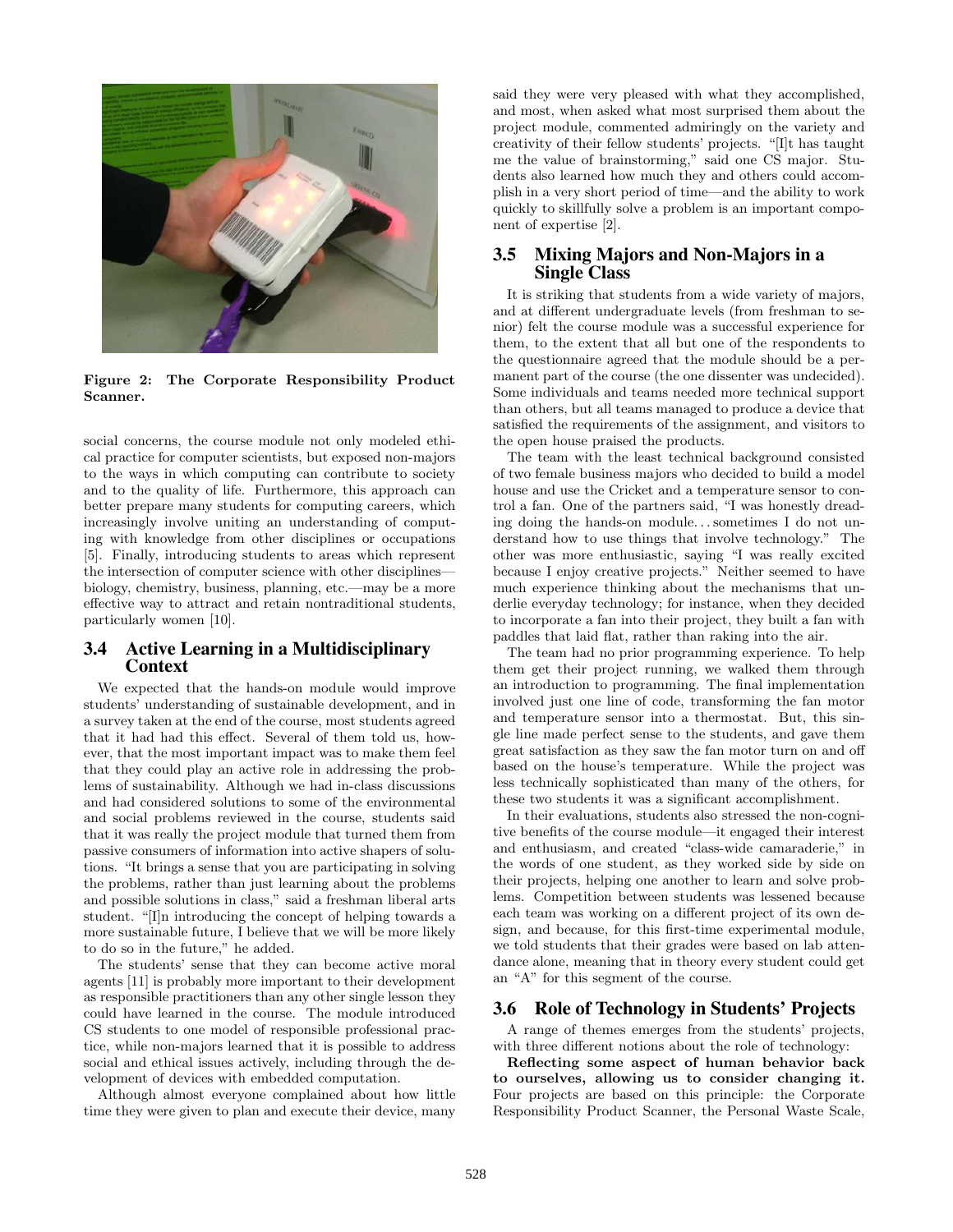Figure 2: The Corporate Responsibility Product Scanner.

social concerns, the course module not only modeled ethical practice for computer scientists, but exposed non-majors to the ways in which computing can contribute to society and to the quality of life. Furthermore, this approach can better prepare many students for computing careers, which increasingly involve uniting an understanding of computing with knowledge from other disciplines or occupations [5]. Finally, introducing students to areas which represent the intersection of computer science with other disciplines—biology, chemistry, business, planning, etc.—may be a more effective way to attract and retain nontraditional students, particularly women [10].

### 3.4 Active Learning in a Multidisciplinary Context

We expected that the hands-on module would improve students' understanding of sustainable development, and in a survey taken at the end of the course, most students agreed that it had had this effect. Several of them told us, however, that the most important impact was to make them feel that they could play an active role in addressing the problems of sustainability. Although we had in-class discussions and had considered solutions to some of the environmental and social problems reviewed in the course, students said that it was really the project module that turned them from passive consumers of information into active shapers of solutions. "It brings a sense that you are participating in solving the problems, rather than just learning about the problems and possible solutions in class," said a freshman liberal arts student. "[I]n introducing the concept of helping towards a more sustainable future, I believe that we will be more likely to do so in the future," he added.

The students' sense that they can become active moral agents [11] is probably more important to their development as responsible practitioners than any other single lesson they could have learned in the course. The module introduced CS students to one model of responsible professional practice, while non-majors learned that it is possible to address social and ethical issues actively, including through the development of devices with embedded computation.

Although almost everyone complained about how little time they were given to plan and execute their device, many said they were very pleased with what they accomplished, and most, when asked what most surprised them about the project module, commented admiringly on the variety and creativity of their fellow students' projects. "[I]t has taught me the value of brainstorming," said one CS major. Students also learned how much they and others could accomplish in a very short period of time—and the ability to work quickly to skillfully solve a problem is an important component of expertise [2].

### 3.5 Mixing Majors and Non-Majors in a Single Class

It is striking that students from a wide variety of majors, and at different undergraduate levels (from freshman to senior) felt the course module was a successful experience for them, to the extent that all but one of the respondents to the questionnaire agreed that the module should be a permanent part of the course (the one dissenter was undecided). Some individuals and teams needed more technical support than others, but all teams managed to produce a device that satisfied the requirements of the assignment, and visitors to the open house praised the products.

The team with the least technical background consisted of two female business majors who decided to build a model house and use the Cricket and a temperature sensor to control a fan. One of the partners said, "I was honestly dreading doing the hands-on module. . . sometimes I do not understand how to use things that involve technology." The other was more enthusiastic, saying "I was really excited because I enjoy creative projects." Neither seemed to have much experience thinking about the mechanisms that underlie everyday technology; for instance, when they decided to incorporate a fan into their project, they built a fan with paddles that laid flat, rather than raking into the air.

The team had no prior programming experience. To help them get their project running, we walked them through an introduction to programming. The final implementation involved just one line of code, transforming the fan motor and temperature sensor into a thermostat. But, this single line made perfect sense to the students, and gave them great satisfaction as they saw the fan motor turn on and off based on the house's temperature. While the project was less technically sophisticated than many of the others, for these two students it was a significant accomplishment.

In their evaluations, students also stressed the non-cognitive benefits of the course module—it engaged their interest and enthusiasm, and created "class-wide camaraderie," in the words of one student, as they worked side by side on their projects, helping one another to learn and solve problems. Competition between students was lessened because each team was working on a different project of its own design, and because, for this first-time experimental module, we told students that their grades were based on lab attendance alone, meaning that in theory every student could get an "A" for this segment of the course.

### 3.6 Role of Technology in Students' Projects

A range of themes emerges from the students' projects, with three different notions about the role of technology:

**Reflecting some aspect of human behavior back to ourselves, allowing us to consider changing it.** Four projects are based on this principle: the Corporate Responsibility Product Scanner, the Personal Waste Scale,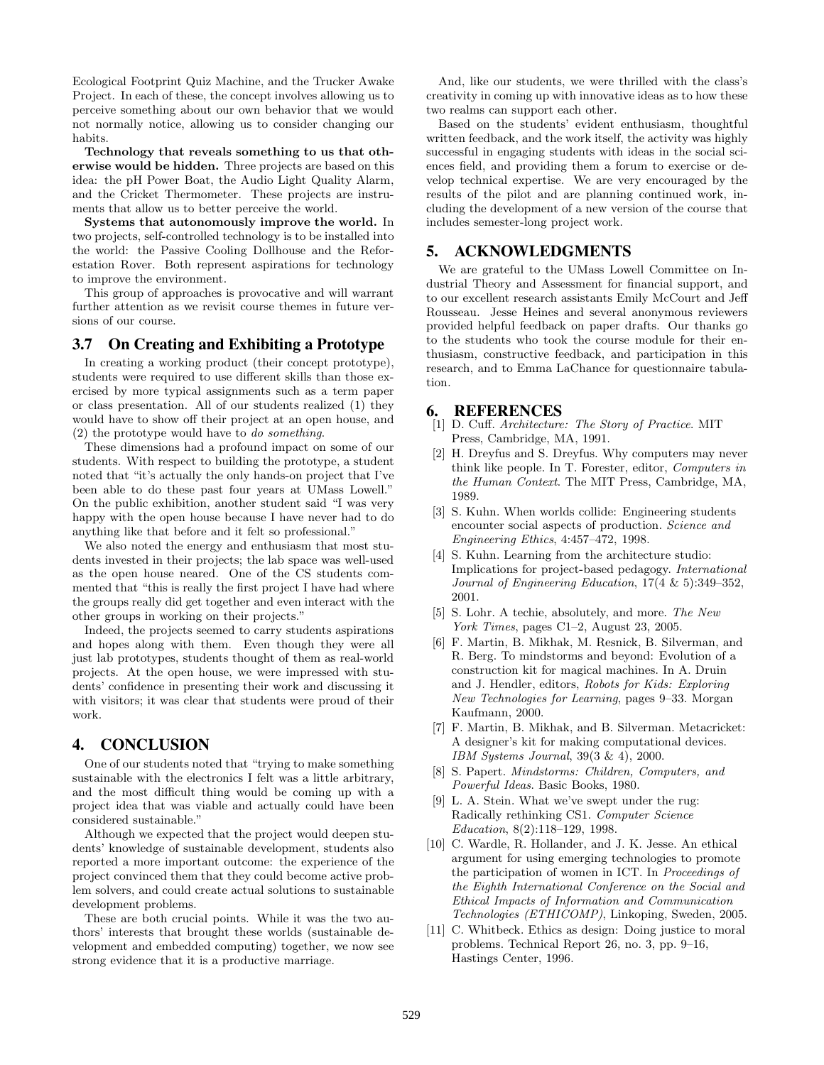Ecological Footprint Quiz Machine, and the Trucker Awake Project. In each of these, the concept involves allowing us to perceive something about our own behavior that we would not normally notice, allowing us to consider changing our habits.

**Technology that reveals something to us that otherwise would be hidden.** Three projects are based on this idea: the pH Power Boat, the Audio Light Quality Alarm, and the Cricket Thermometer. These projects are instruments that allow us to better perceive the world.

**Systems that autonomously improve the world.** In two projects, self-controlled technology is to be installed into the world: the Passive Cooling Dollhouse and the Reforestation Rover. Both represent aspirations for technology to improve the environment.

This group of approaches is provocative and will warrant further attention as we revisit course themes in future versions of our course.

### 3.7 On Creating and Exhibiting a Prototype

In creating a working product (their concept prototype), students were required to use different skills than those exercised by more typical assignments such as a term paper or class presentation. All of our students realized (1) they would have to show off their project at an open house, and (2) the prototype would have to *do something*.

These dimensions had a profound impact on some of our students. With respect to building the prototype, a student noted that "it's actually the only hands-on project that I've been able to do these past four years at UMass Lowell." On the public exhibition, another student said "I was very happy with the open house because I have never had to do anything like that before and it felt so professional."

We also noted the energy and enthusiasm that most students invested in their projects; the lab space was well-used as the open house neared. One of the CS students commented that "this is really the first project I have had where the groups really did get together and even interact with the other groups in working on their projects."

Indeed, the projects seemed to carry students aspirations and hopes along with them. Even though they were all just lab prototypes, students thought of them as real-world projects. At the open house, we were impressed with students' confidence in presenting their work and discussing it with visitors; it was clear that students were proud of their work.

## 4. CONCLUSION

One of our students noted that "trying to make something sustainable with the electronics I felt was a little arbitrary, and the most difficult thing would be coming up with a project idea that was viable and actually could have been considered sustainable."

Although we expected that the project would deepen students' knowledge of sustainable development, students also reported a more important outcome: the experience of the project convinced them that they could become active problem solvers, and could create actual solutions to sustainable development problems.

These are both crucial points. While it was the two authors' interests that brought these worlds (sustainable development and embedded computing) together, we now see strong evidence that it is a productive marriage.

And, like our students, we were thrilled with the class's creativity in coming up with innovative ideas as to how these two realms can support each other.

Based on the students' evident enthusiasm, thoughtful written feedback, and the work itself, the activity was highly successful in engaging students with ideas in the social sciences field, and providing them a forum to exercise or develop technical expertise. We are very encouraged by the results of the pilot and are planning continued work, including the development of a new version of the course that includes semester-long project work.

## 5. ACKNOWLEDGMENTS

We are grateful to the UMass Lowell Committee on Industrial Theory and Assessment for financial support, and to our excellent research assistants Emily McCourt and Jeff Rousseau. Jesse Heines and several anonymous reviewers provided helpful feedback on paper drafts. Our thanks go to the students who took the course module for their enthusiasm, constructive feedback, and participation in this research, and to Emma LaChance for questionnaire tabulation.

## 6. REFERENCES

[1] D. Cuff. *Architecture: The Story of Practice*. MIT Press, Cambridge, MA, 1991.

[2] H. Dreyfus and S. Dreyfus. Why computers may never think like people. In T. Forester, editor, *Computers in the Human Context*. The MIT Press, Cambridge, MA, 1989.

[3] S. Kuhn. When worlds collide: Engineering students encounter social aspects of production. *Science and Engineering Ethics*, 4:457–472, 1998.

[4] S. Kuhn. Learning from the architecture studio: Implications for project-based pedagogy. *International Journal of Engineering Education*, 17(4 & 5):349–352, 2001.

[5] S. Lohr. A techie, absolutely, and more. *The New York Times*, pages C1–2, August 23, 2005.

[6] F. Martin, B. Mikhak, M. Resnick, B. Silverman, and R. Berg. To mindstorms and beyond: Evolution of a construction kit for magical machines. In A. Druin and J. Hendler, editors, *Robots for Kids: Exploring New Technologies for Learning*, pages 9–33. Morgan Kaufmann, 2000.

[7] F. Martin, B. Mikhak, and B. Silverman. Metacricket: A designer's kit for making computational devices. *IBM Systems Journal*, 39(3 & 4), 2000.

[8] S. Papert. *Mindstorms: Children, Computers, and Powerful Ideas*. Basic Books, 1980.

[9] L. A. Stein. What we've swept under the rug: Radically rethinking CS1. *Computer Science Education*, 8(2):118–129, 1998.

[10] C. Wardle, R. Hollander, and J. K. Jesse. An ethical argument for using emerging technologies to promote the participation of women in ICT. In *Proceedings of the Eighth International Conference on the Social and Ethical Impacts of Information and Communication Technologies (ETHICOMP)*, Linkoping, Sweden, 2005.

[11] C. Whitbeck. Ethics as design: Doing justice to moral problems. Technical Report 26, no. 3, pp. 9–16, Hastings Center, 1996.